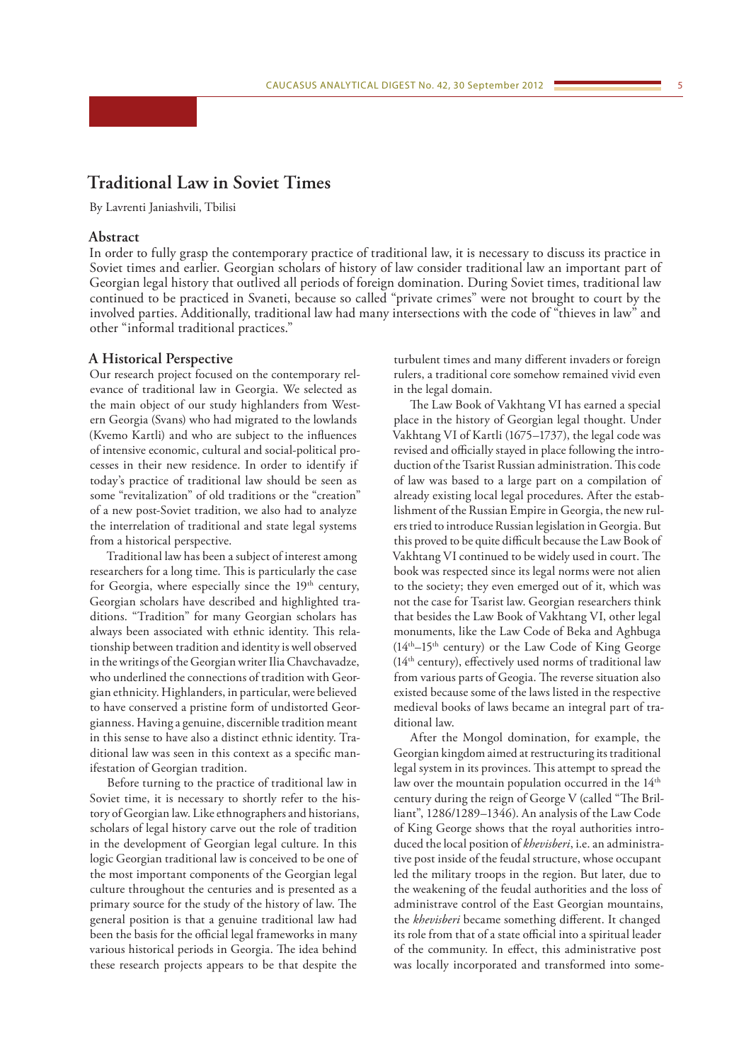# Traditional Law in Soviet Times

By Lavrenti Janiashvili, Tbilisi

## Abstract

In order to fully grasp the contemporary practice of traditional law, it is necessary to discuss its practice in Soviet times and earlier. Georgian scholars of history of law consider traditional law an important part of Georgian legal history that outlived all periods of foreign domination. During Soviet times, traditional law continued to be practiced in Svaneti, because so called "private crimes" were not brought to court by the involved parties. Additionally, traditional law had many intersections with the code of "thieves in law" and other "informal traditional practices."

## A Historical Perspective

Our research project focused on the contemporary relevance of traditional law in Georgia. We selected as the main object of our study highlanders from Western Georgia (Svans) who had migrated to the lowlands (Kvemo Kartli) and who are subject to the influences of intensive economic, cultural and social-political processes in their new residence. In order to identify if today's practice of traditional law should be seen as some "revitalization" of old traditions or the "creation" of a new post-Soviet tradition, we also had to analyze the interrelation of traditional and state legal systems from a historical perspective.

Traditional law has been a subject of interest among researchers for a long time. This is particularly the case for Georgia, where especially since the 19th century, Georgian scholars have described and highlighted traditions. "Tradition" for many Georgian scholars has always been associated with ethnic identity. This relationship between tradition and identity is well observed in the writings of the Georgian writer Ilia Chavchavadze, who underlined the connections of tradition with Georgian ethnicity. Highlanders, in particular, were believed to have conserved a pristine form of undistorted Georgianness. Having a genuine, discernible tradition meant in this sense to have also a distinct ethnic identity. Traditional law was seen in this context as a specific manifestation of Georgian tradition.

Before turning to the practice of traditional law in Soviet time, it is necessary to shortly refer to the history of Georgian law. Like ethnographers and historians, scholars of legal history carve out the role of tradition in the development of Georgian legal culture. In this logic Georgian traditional law is conceived to be one of the most important components of the Georgian legal culture throughout the centuries and is presented as a primary source for the study of the history of law. The general position is that a genuine traditional law had been the basis for the official legal frameworks in many various historical periods in Georgia. The idea behind these research projects appears to be that despite the turbulent times and many different invaders or foreign rulers, a traditional core somehow remained vivid even in the legal domain.

The Law Book of Vakhtang VI has earned a special place in the history of Georgian legal thought. Under Vakhtang VI of Kartli (1675–1737), the legal code was revised and officially stayed in place following the introduction of the Tsarist Russian administration. This code of law was based to a large part on a compilation of already existing local legal procedures. After the establishment of the Russian Empire in Georgia, the new rulers tried to introduce Russian legislation in Georgia. But this proved to be quite difficult because the Law Book of Vakhtang VI continued to be widely used in court. The book was respected since its legal norms were not alien to the society; they even emerged out of it, which was not the case for Tsarist law. Georgian researchers think that besides the Law Book of Vakhtang VI, other legal monuments, like the Law Code of Beka and Aghbuga (14th–15th century) or the Law Code of King George (14th century), effectively used norms of traditional law from various parts of Geogia. The reverse situation also existed because some of the laws listed in the respective medieval books of laws became an integral part of traditional law.

After the Mongol domination, for example, the Georgian kingdom aimed at restructuring its traditional legal system in its provinces. This attempt to spread the law over the mountain population occurred in the 14th century during the reign of George V (called "The Brilliant", 1286/1289–1346). An analysis of the Law Code of King George shows that the royal authorities introduced the local position of *khevisberi*, i.e. an administrative post inside of the feudal structure, whose occupant led the military troops in the region. But later, due to the weakening of the feudal authorities and the loss of administrave control of the East Georgian mountains, the *khevisberi* became something different. It changed its role from that of a state official into a spiritual leader of the community. In effect, this administrative post was locally incorporated and transformed into some-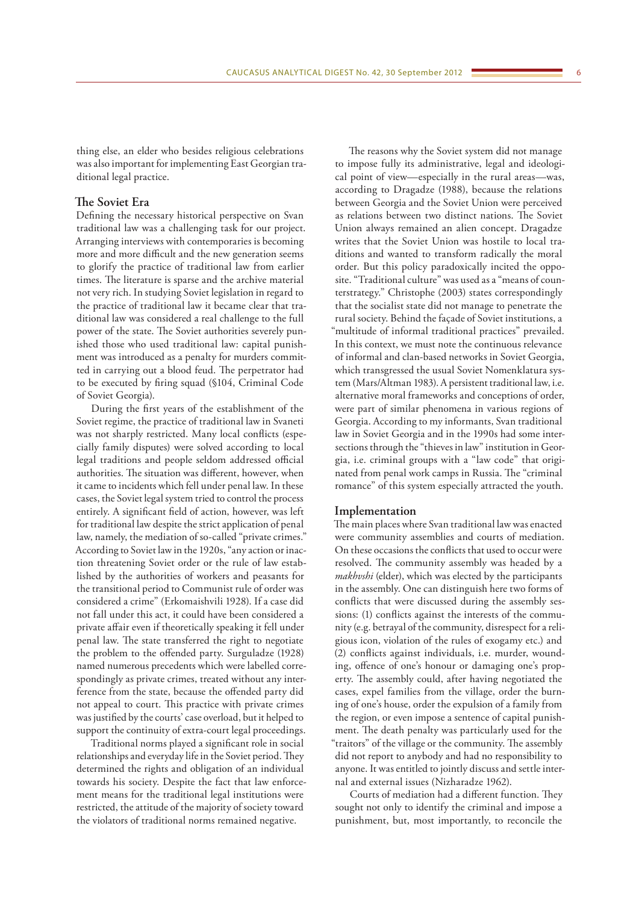thing else, an elder who besides religious celebrations was also important for implementing East Georgian traditional legal practice.

## The Soviet Era

Defining the necessary historical perspective on Svan traditional law was a challenging task for our project. Arranging interviews with contemporaries is becoming more and more difficult and the new generation seems to glorify the practice of traditional law from earlier times. The literature is sparse and the archive material not very rich. In studying Soviet legislation in regard to the practice of traditional law it became clear that traditional law was considered a real challenge to the full power of the state. The Soviet authorities severely punished those who used traditional law: capital punishment was introduced as a penalty for murders committed in carrying out a blood feud. The perpetrator had to be executed by firing squad (§104, Criminal Code of Soviet Georgia).

During the first years of the establishment of the Soviet regime, the practice of traditional law in Svaneti was not sharply restricted. Many local conflicts (especially family disputes) were solved according to local legal traditions and people seldom addressed official authorities. The situation was different, however, when it came to incidents which fell under penal law. In these cases, the Soviet legal system tried to control the process entirely. A significant field of action, however, was left for traditional law despite the strict application of penal law, namely, the mediation of so-called "private crimes." According to Soviet law in the 1920s, "any action or inaction threatening Soviet order or the rule of law established by the authorities of workers and peasants for the transitional period to Communist rule of order was considered a crime" (Erkomaishvili 1928). If a case did not fall under this act, it could have been considered a private affair even if theoretically speaking it fell under penal law. The state transferred the right to negotiate the problem to the offended party. Surguladze (1928) named numerous precedents which were labelled correspondingly as private crimes, treated without any interference from the state, because the offended party did not appeal to court. This practice with private crimes was justified by the courts' case overload, but it helped to support the continuity of extra-court legal proceedings.

Traditional norms played a significant role in social relationships and everyday life in the Soviet period. They determined the rights and obligation of an individual towards his society. Despite the fact that law enforcement means for the traditional legal institutions were restricted, the attitude of the majority of society toward the violators of traditional norms remained negative.

The reasons why the Soviet system did not manage to impose fully its administrative, legal and ideological point of view—especially in the rural areas—was, according to Dragadze (1988), because the relations between Georgia and the Soviet Union were perceived as relations between two distinct nations. The Soviet Union always remained an alien concept. Dragadze writes that the Soviet Union was hostile to local traditions and wanted to transform radically the moral order. But this policy paradoxically incited the opposite. "Traditional culture" was used as a "means of counterstrategy." Christophe (2003) states correspondingly that the socialist state did not manage to penetrate the rural society. Behind the façade of Soviet institutions, a "multitude of informal traditional practices" prevailed. In this context, we must note the continuous relevance of informal and clan-based networks in Soviet Georgia, which transgressed the usual Soviet Nomenklatura system (Mars/Altman 1983). A persistent traditional law, i.e. alternative moral frameworks and conceptions of order, were part of similar phenomena in various regions of Georgia. According to my informants, Svan traditional law in Soviet Georgia and in the 1990s had some intersections through the "thieves in law" institution in Georgia, i.e. criminal groups with a "law code" that originated from penal work camps in Russia. The "criminal romance" of this system especially attracted the youth.

## Implementation

The main places where Svan traditional law was enacted were community assemblies and courts of mediation. On these occasions the conflicts that used to occur were resolved. The community assembly was headed by a *makhvshi* (elder), which was elected by the participants in the assembly. One can distinguish here two forms of conflicts that were discussed during the assembly sessions: (1) conflicts against the interests of the community (e.g. betrayal of the community, disrespect for a religious icon, violation of the rules of exogamy etc.) and (2) conflicts against individuals, i.e. murder, wounding, offence of one's honour or damaging one's property. The assembly could, after having negotiated the cases, expel families from the village, order the burning of one's house, order the expulsion of a family from the region, or even impose a sentence of capital punishment. The death penalty was particularly used for the "traitors" of the village or the community. The assembly did not report to anybody and had no responsibility to anyone. It was entitled to jointly discuss and settle internal and external issues (Nizharadze 1962).

Courts of mediation had a different function. They sought not only to identify the criminal and impose a punishment, but, most importantly, to reconcile the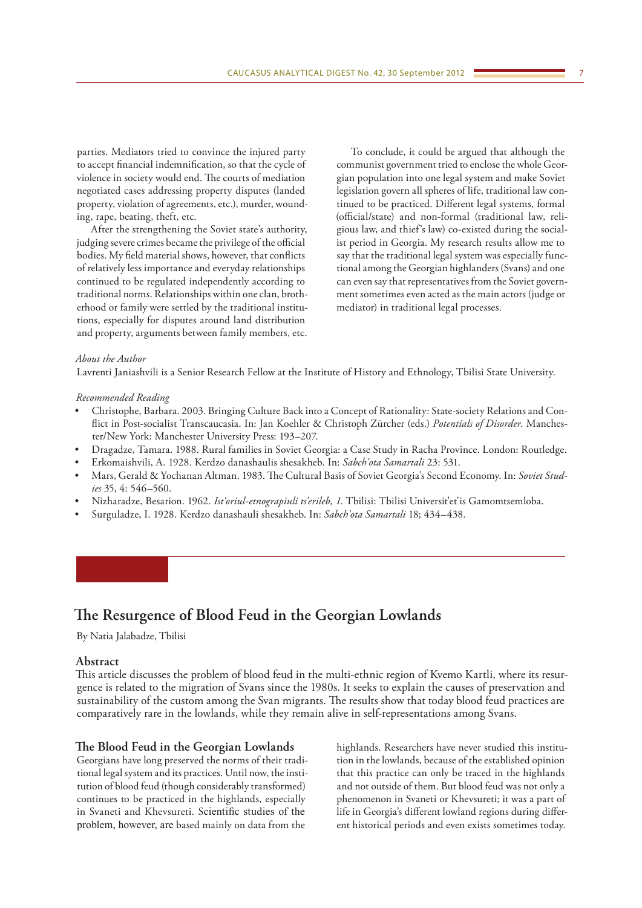parties. Mediators tried to convince the injured party to accept financial indemnification, so that the cycle of violence in society would end. The courts of mediation negotiated cases addressing property disputes (landed property, violation of agreements, etc.), murder, wounding, rape, beating, theft, etc.

After the strengthening the Soviet state's authority, judging severe crimes became the privilege of the official bodies. My field material shows, however, that conflicts of relatively less importance and everyday relationships continued to be regulated independently according to traditional norms. Relationships within one clan, brotherhood or family were settled by the traditional institutions, especially for disputes around land distribution and property, arguments between family members, etc.

To conclude, it could be argued that although the communist government tried to enclose the whole Georgian population into one legal system and make Soviet legislation govern all spheres of life, traditional law continued to be practiced. Different legal systems, formal (official/state) and non-formal (traditional law, religious law, and thief's law) co-existed during the socialist period in Georgia. My research results allow me to say that the traditional legal system was especially functional among the Georgian highlanders (Svans) and one can even say that representatives from the Soviet government sometimes even acted as the main actors (judge or mediator) in traditional legal processes.

*About the Author*

Lavrenti Janiashvili is a Senior Research Fellow at the Institute of History and Ethnology, Tbilisi State University.

*Recommended Reading*

- Christophe, Barbara. 2003. Bringing Culture Back into a Concept of Rationality: State-society Relations and Conflict in Post-socialist Transcaucasia. In: Jan Koehler & Christoph Zürcher (eds.) *Potentials of Disorder*. Manchester/New York: Manchester University Press: 193–207.
- Dragadze, Tamara. 1988. Rural families in Soviet Georgia: a Case Study in Racha Province. London: Routledge.
- Erkomaishvili, A. 1928. Kerdzo danashaulis shesakheb. In: *Sabch'ota Samartali* 23: 531.
- Mars, Gerald & Yochanan Altman. 1983. The Cultural Basis of Soviet Georgia's Second Economy. In: *Soviet Studies* 35, 4: 546–560.
- Nizharadze, Besarion. 1962. *Ist'oriul-etnograpiuli ts'erileb, 1*. Tbilisi: Tbilisi Universit'et'is Gamomtsemloba.
- Surguladze, I. 1928. Kerdzo danashauli shesakheb. In: *Sabch'ota Samartali* 18; 434–438.

# The Resurgence of Blood Feud in the Georgian Lowlands

By Natia Jalabadze, Tbilisi

## Abstract

This article discusses the problem of blood feud in the multi-ethnic region of Kvemo Kartli, where its resurgence is related to the migration of Svans since the 1980s. It seeks to explain the causes of preservation and sustainability of the custom among the Svan migrants. The results show that today blood feud practices are comparatively rare in the lowlands, while they remain alive in self-representations among Svans.

## The Blood Feud in the Georgian Lowlands

Georgians have long preserved the norms of their traditional legal system and its practices. Until now, the institution of blood feud (though considerably transformed) continues to be practiced in the highlands, especially in Svaneti and Khevsureti. Scientific studies of the problem, however, are based mainly on data from the highlands. Researchers have never studied this institution in the lowlands, because of the established opinion that this practice can only be traced in the highlands and not outside of them. But blood feud was not only a phenomenon in Svaneti or Khevsureti; it was a part of life in Georgia's different lowland regions during different historical periods and even exists sometimes today.